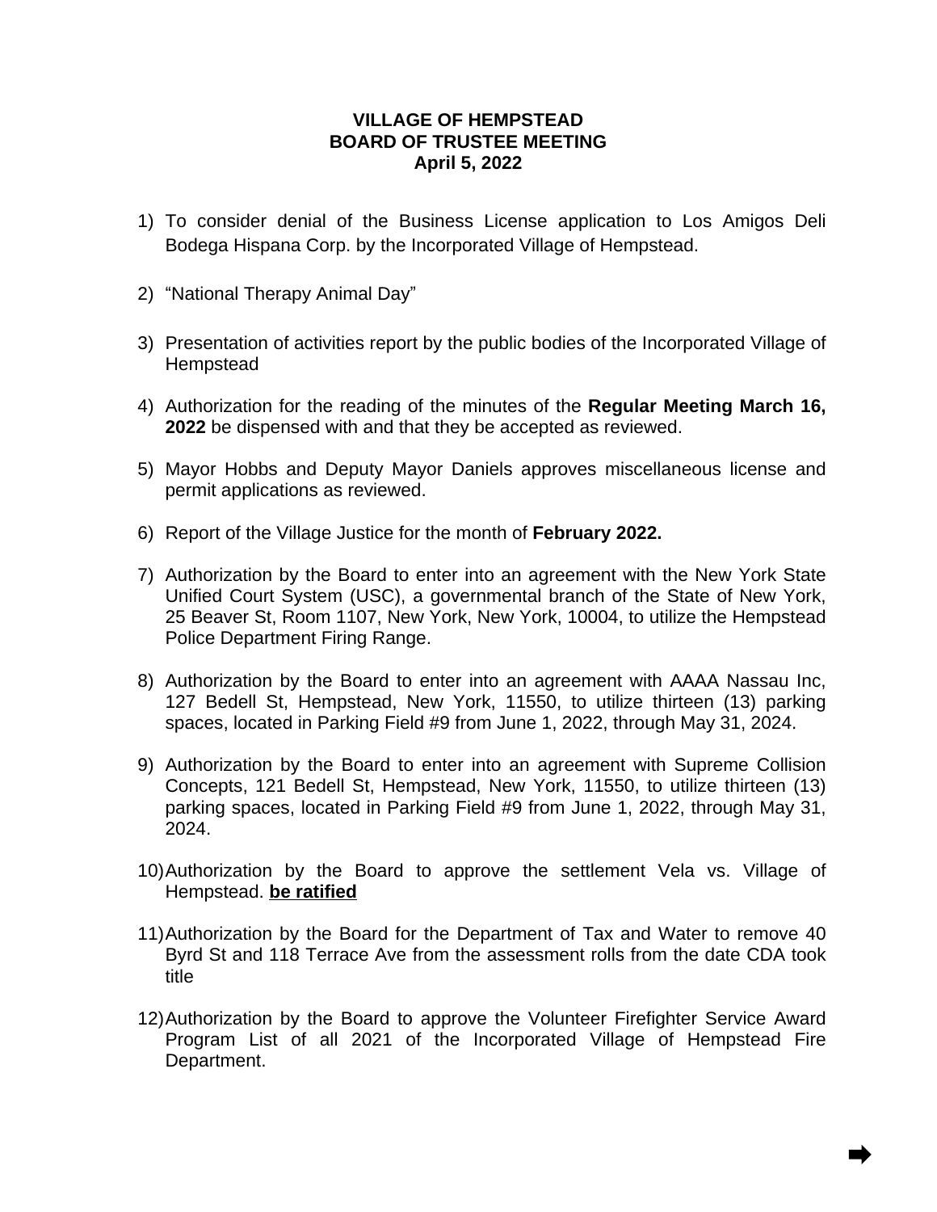**VILLAGE OF HEMPSTEAD**
**BOARD OF TRUSTEE MEETING**
**April 5, 2022**

1) To consider denial of the Business License application to Los Amigos Deli Bodega Hispana Corp. by the Incorporated Village of Hempstead.

2) "National Therapy Animal Day"

3) Presentation of activities report by the public bodies of the Incorporated Village of Hempstead

4) Authorization for the reading of the minutes of the **Regular Meeting March 16, 2022** be dispensed with and that they be accepted as reviewed.

5) Mayor Hobbs and Deputy Mayor Daniels approves miscellaneous license and permit applications as reviewed.

6) Report of the Village Justice for the month of **February 2022.**

7) Authorization by the Board to enter into an agreement with the New York State Unified Court System (USC), a governmental branch of the State of New York, 25 Beaver St, Room 1107, New York, New York, 10004, to utilize the Hempstead Police Department Firing Range.

8) Authorization by the Board to enter into an agreement with AAAA Nassau Inc, 127 Bedell St, Hempstead, New York, 11550, to utilize thirteen (13) parking spaces, located in Parking Field #9 from June 1, 2022, through May 31, 2024.

9) Authorization by the Board to enter into an agreement with Supreme Collision Concepts, 121 Bedell St, Hempstead, New York, 11550, to utilize thirteen (13) parking spaces, located in Parking Field #9 from June 1, 2022, through May 31, 2024.

10) Authorization by the Board to approve the settlement Vela vs. Village of Hempstead. **<u>be ratified</u>**

11) Authorization by the Board for the Department of Tax and Water to remove 40 Byrd St and 118 Terrace Ave from the assessment rolls from the date CDA took title

12) Authorization by the Board to approve the Volunteer Firefighter Service Award Program List of all 2021 of the Incorporated Village of Hempstead Fire Department.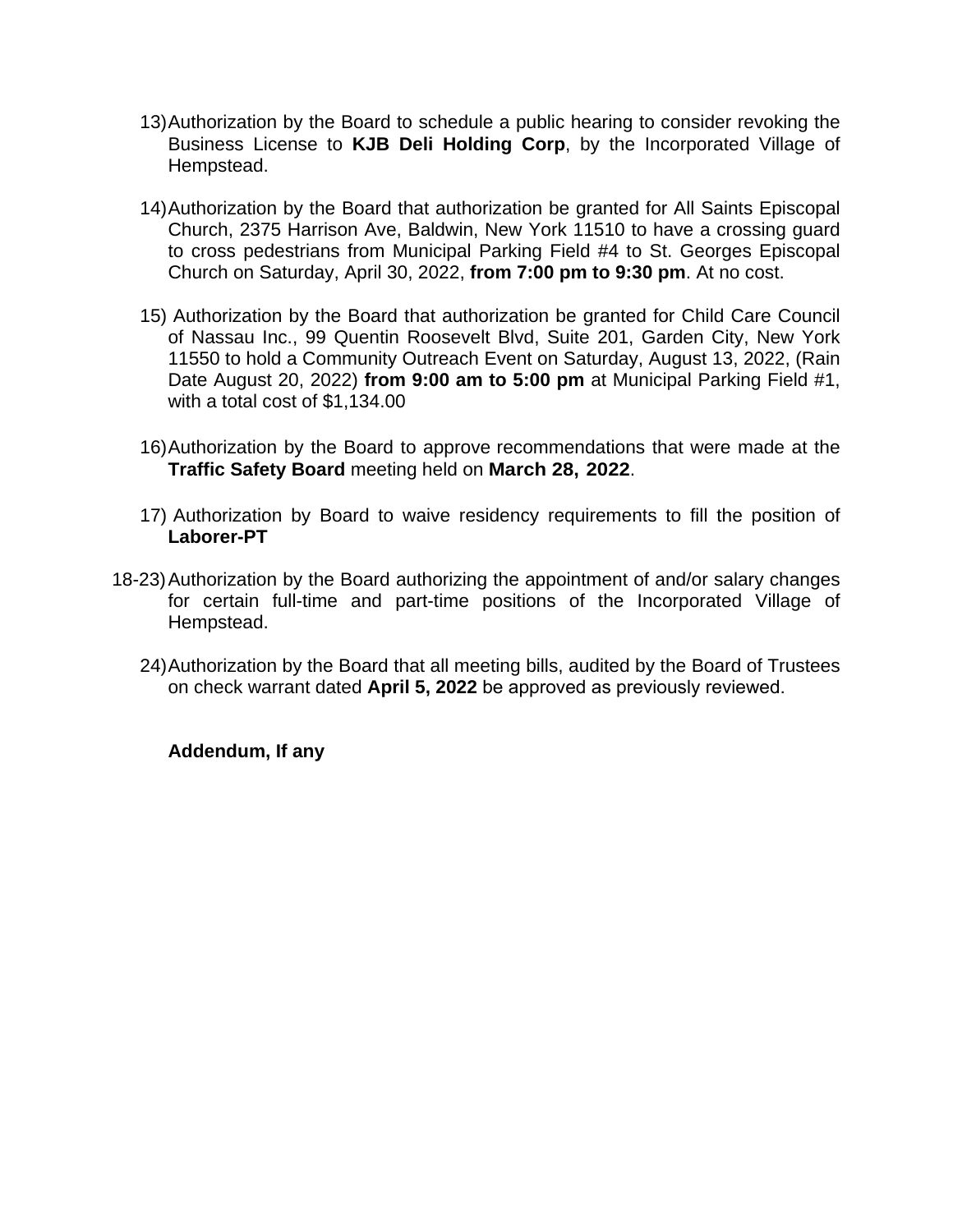13) Authorization by the Board to schedule a public hearing to consider revoking the Business License to **KJB Deli Holding Corp**, by the Incorporated Village of Hempstead.

14) Authorization by the Board that authorization be granted for All Saints Episcopal Church, 2375 Harrison Ave, Baldwin, New York 11510 to have a crossing guard to cross pedestrians from Municipal Parking Field #4 to St. Georges Episcopal Church on Saturday, April 30, 2022, **from 7:00 pm to 9:30 pm**. At no cost.

15) Authorization by the Board that authorization be granted for Child Care Council of Nassau Inc., 99 Quentin Roosevelt Blvd, Suite 201, Garden City, New York 11550 to hold a Community Outreach Event on Saturday, August 13, 2022, (Rain Date August 20, 2022) **from 9:00 am to 5:00 pm** at Municipal Parking Field #1, with a total cost of $1,134.00

16) Authorization by the Board to approve recommendations that were made at the **Traffic Safety Board** meeting held on **March 28, 2022**.

17) Authorization by Board to waive residency requirements to fill the position of **Laborer-PT**

18-23) Authorization by the Board authorizing the appointment of and/or salary changes for certain full-time and part-time positions of the Incorporated Village of Hempstead.

24) Authorization by the Board that all meeting bills, audited by the Board of Trustees on check warrant dated **April 5, 2022** be approved as previously reviewed.

**Addendum, If any**